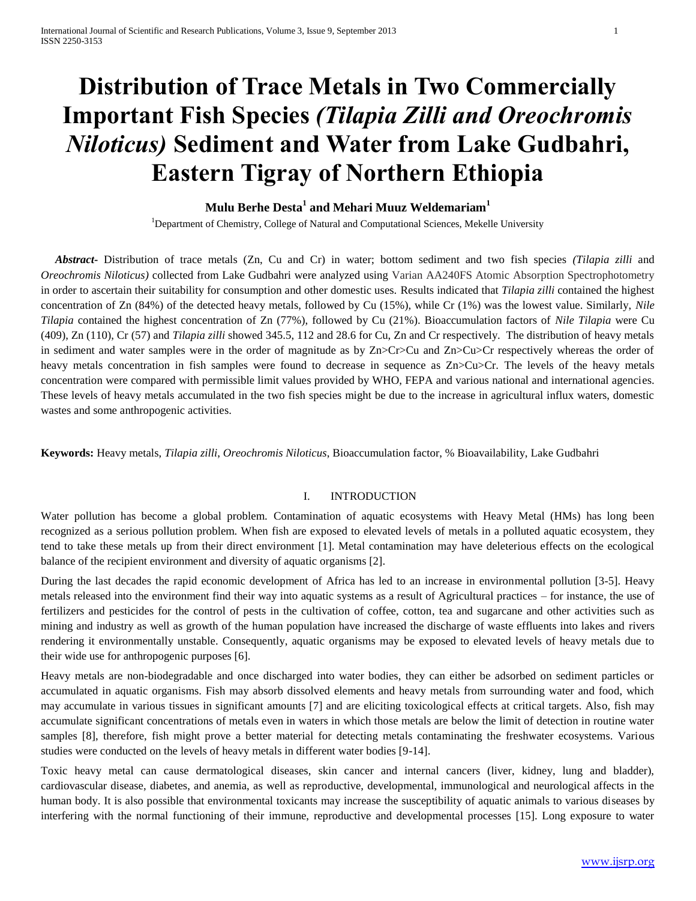# Distribution of Trace Metals in Two Commercially Important Fish Species *(Tilapia Zilli and Oreochromis Niloticus)* Sediment and Water from Lake Gudbahri, Eastern Tigray of Northern Ethiopia

**Mulu Berhe Desta[1] and Mehari Muuz Weldemariam[1]**

[1]Department of Chemistry, College of Natural and Computational Sciences, Mekelle University

***Abstract***- Distribution of trace metals (Zn, Cu and Cr) in water; bottom sediment and two fish species *(Tilapia zilli* and *Oreochromis Niloticus)* collected from Lake Gudbahri were analyzed using Varian AA240FS Atomic Absorption Spectrophotometry in order to ascertain their suitability for consumption and other domestic uses. Results indicated that ***Tilapia zilli*** contained the highest concentration of Zn (84%) of the detected heavy metals, followed by Cu (15%), while Cr (1%) was the lowest value. Similarly, *Nile Tilapia* contained the highest concentration of Zn (77%), followed by Cu (21%). Bioaccumulation factors of *Nile Tilapia* were Cu (409), Zn (110), Cr (57) and *Tilapia zilli* showed 345.5, 112 and 28.6 for Cu, Zn and Cr respectively. The distribution of heavy metals in sediment and water samples were in the order of magnitude as by Zn>Cr>Cu and Zn>Cu>Cr respectively whereas the order of heavy metals concentration in fish samples were found to decrease in sequence as Zn>Cu>Cr. The levels of the heavy metals concentration were compared with permissible limit values provided by WHO, FEPA and various national and international agencies. These levels of heavy metals accumulated in the two fish species might be due to the increase in agricultural influx waters, domestic wastes and some anthropogenic activities.

**Keywords:** Heavy metals, *Tilapia zilli, Oreochromis Niloticus*, Bioaccumulation factor, % Bioavailability, Lake Gudbahri

## I. INTRODUCTION

Water pollution has become a global problem. Contamination of aquatic ecosystems with Heavy Metal (HMs) has long been recognized as a serious pollution problem. When fish are exposed to elevated levels of metals in a polluted aquatic ecosystem, they tend to take these metals up from their direct environment [1]. Metal contamination may have deleterious effects on the ecological balance of the recipient environment and diversity of aquatic organisms [2].

During the last decades the rapid economic development of Africa has led to an increase in environmental pollution [3-5]. Heavy metals released into the environment find their way into aquatic systems as a result of Agricultural practices – for instance, the use of fertilizers and pesticides for the control of pests in the cultivation of coffee, cotton, tea and sugarcane and other activities such as mining and industry as well as growth of the human population have increased the discharge of waste effluents into lakes and rivers rendering it environmentally unstable. Consequently, aquatic organisms may be exposed to elevated levels of heavy metals due to their wide use for anthropogenic purposes [6].

Heavy metals are non-biodegradable and once discharged into water bodies, they can either be adsorbed on sediment particles or accumulated in aquatic organisms. Fish may absorb dissolved elements and heavy metals from surrounding water and food, which may accumulate in various tissues in significant amounts [7] and are eliciting toxicological effects at critical targets. Also, fish may accumulate significant concentrations of metals even in waters in which those metals are below the limit of detection in routine water samples [8], therefore, fish might prove a better material for detecting metals contaminating the freshwater ecosystems. Various studies were conducted on the levels of heavy metals in different water bodies [9-14].

Toxic heavy metal can cause dermatological diseases, skin cancer and internal cancers (liver, kidney, lung and bladder), cardiovascular disease, diabetes, and anemia, as well as reproductive, developmental, immunological and neurological affects in the human body. It is also possible that environmental toxicants may increase the susceptibility of aquatic animals to various diseases by interfering with the normal functioning of their immune, reproductive and developmental processes [15]. Long exposure to water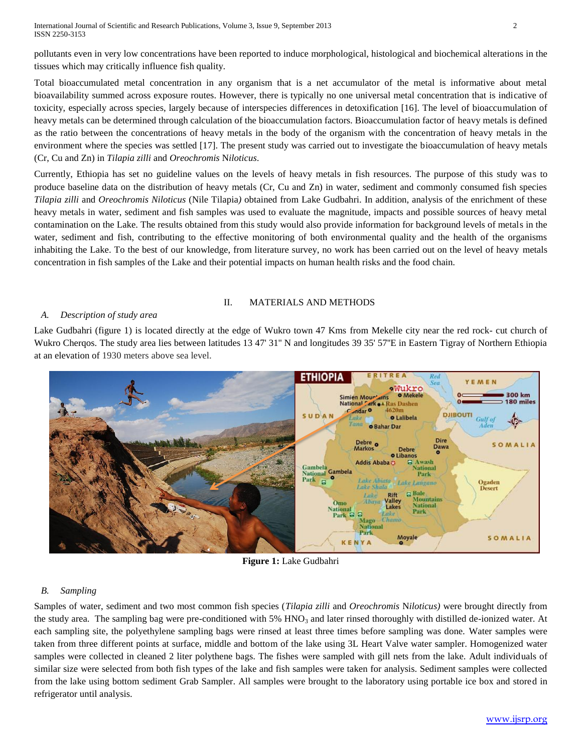pollutants even in very low concentrations have been reported to induce morphological, histological and biochemical alterations in the tissues which may critically influence fish quality.

Total bioaccumulated metal concentration in any organism that is a net accumulator of the metal is informative about metal bioavailability summed across exposure routes. However, there is typically no one universal metal concentration that is indicative of toxicity, especially across species, largely because of interspecies differences in detoxification [16]. The level of bioaccumulation of heavy metals can be determined through calculation of the bioaccumulation factors. Bioaccumulation factor of heavy metals is defined as the ratio between the concentrations of heavy metals in the body of the organism with the concentration of heavy metals in the environment where the species was settled [17]. The present study was carried out to investigate the bioaccumulation of heavy metals (Cr, Cu and Zn) in *Tilapia zilli* and *Oreochromis* Niloticus.

Currently, Ethiopia has set no guideline values on the levels of heavy metals in fish resources. The purpose of this study was to produce baseline data on the distribution of heavy metals (Cr, Cu and Zn) in water, sediment and commonly consumed fish species *Tilapia zilli* and *Oreochromis Niloticus* (Nile Tilapia*)* obtained from Lake Gudbahri. In addition, analysis of the enrichment of these heavy metals in water, sediment and fish samples was used to evaluate the magnitude, impacts and possible sources of heavy metal contamination on the Lake. The results obtained from this study would also provide information for background levels of metals in the water, sediment and fish, contributing to the effective monitoring of both environmental quality and the health of the organisms inhabiting the Lake. To the best of our knowledge, from literature survey, no work has been carried out on the level of heavy metals concentration in fish samples of the Lake and their potential impacts on human health risks and the food chain.

## II. MATERIALS AND METHODS

### *A. Description of study area*

Lake Gudbahri (figure 1) is located directly at the edge of Wukro town 47 Kms from Mekelle city near the red rock- cut church of Wukro Cherqos. The study area lies between latitudes 13 47' 31" N and longitudes 39 35' 57"E in Eastern Tigray of Northern Ethiopia at an elevation of 1930 meters above sea level.

**Figure 1:** Lake Gudbahri

### *B. Sampling*

Samples of water, sediment and two most common fish species (*Tilapia zilli* and *Oreochromis* N*iloticus)* were brought directly from the study area. The sampling bag were pre-conditioned with 5% $HNO_3$ and later rinsed thoroughly with distilled de-ionized water. At each sampling site, the polyethylene sampling bags were rinsed at least three times before sampling was done. Water samples were taken from three different points at surface, middle and bottom of the lake using 3L Heart Valve water sampler. Homogenized water samples were collected in cleaned 2 liter polythene bags. The fishes were sampled with gill nets from the lake. Adult individuals of similar size were selected from both fish types of the lake and fish samples were taken for analysis. Sediment samples were collected from the lake using bottom sediment Grab Sampler. All samples were brought to the laboratory using portable ice box and stored in refrigerator until analysis.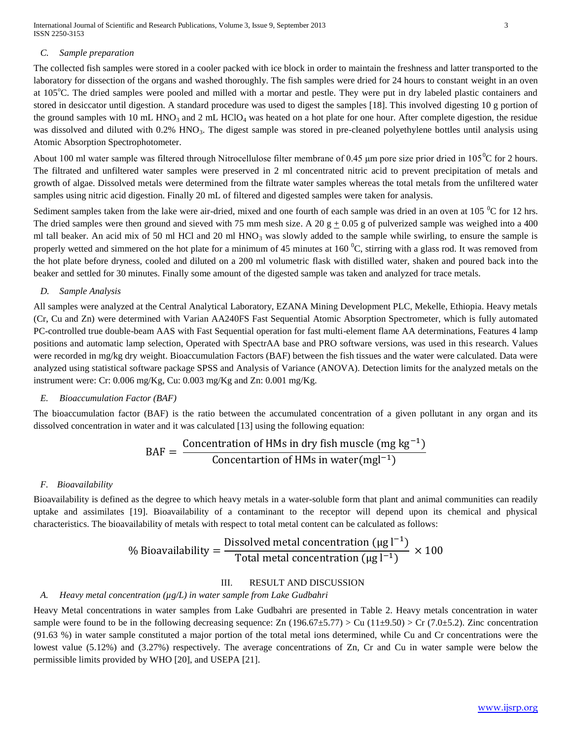### C. Sample preparation

The collected fish samples were stored in a cooler packed with ice block in order to maintain the freshness and latter transported to the laboratory for dissection of the organs and washed thoroughly. The fish samples were dried for 24 hours to constant weight in an oven at 105°C. The dried samples were pooled and milled with a mortar and pestle. They were put in dry labeled plastic containers and stored in desiccator until digestion. A standard procedure was used to digest the samples [18]. This involved digesting 10 g portion of the ground samples with 10 mL $HNO_3$ and 2 mL $HClO_4$ was heated on a hot plate for one hour. After complete digestion, the residue was dissolved and diluted with 0.2% $HNO_3$. The digest sample was stored in pre-cleaned polyethylene bottles until analysis using Atomic Absorption Spectrophotometer.

About 100 ml water sample was filtered through Nitrocellulose filter membrane of 0.45 µm pore size prior dried in 105°C for 2 hours. The filtrated and unfiltered water samples were preserved in 2 ml concentrated nitric acid to prevent precipitation of metals and growth of algae. Dissolved metals were determined from the filtrate water samples whereas the total metals from the unfiltered water samples using nitric acid digestion. Finally 20 mL of filtered and digested samples were taken for analysis.

Sediment samples taken from the lake were air-dried, mixed and one fourth of each sample was dried in an oven at 105 °C for 12 hrs. The dried samples were then ground and sieved with 75 mm mesh size. A 20 g ± 0.05 g of pulverized sample was weighed into a 400 ml tall beaker. An acid mix of 50 ml HCl and 20 ml $HNO_3$ was slowly added to the sample while swirling, to ensure the sample is properly wetted and simmered on the hot plate for a minimum of 45 minutes at 160 °C, stirring with a glass rod. It was removed from the hot plate before dryness, cooled and diluted on a 200 ml volumetric flask with distilled water, shaken and poured back into the beaker and settled for 30 minutes. Finally some amount of the digested sample was taken and analyzed for trace metals.

### D. Sample Analysis

All samples were analyzed at the Central Analytical Laboratory, EZANA Mining Development PLC, Mekelle, Ethiopia. Heavy metals (Cr, Cu and Zn) were determined with Varian AA240FS Fast Sequential Atomic Absorption Spectrometer, which is fully automated PC-controlled true double-beam AAS with Fast Sequential operation for fast multi-element flame AA determinations, Features 4 lamp positions and automatic lamp selection, Operated with SpectrAA base and PRO software versions, was used in this research. Values were recorded in mg/kg dry weight. Bioaccumulation Factors (BAF) between the fish tissues and the water were calculated. Data were analyzed using statistical software package SPSS and Analysis of Variance (ANOVA). Detection limits for the analyzed metals on the instrument were: Cr: 0.006 mg/Kg, Cu: 0.003 mg/Kg and Zn: 0.001 mg/Kg.

### E. Bioaccumulation Factor (BAF)

The bioaccumulation factor (BAF) is the ratio between the accumulated concentration of a given pollutant in any organ and its dissolved concentration in water and it was calculated [13] using the following equation:

$$\text{BAF} = \frac{\text{Concentration of HMs in dry fish muscle (mg kg}^{-1})}{\text{Concentartion of HMs in water(mgl}^{-1})}$$

### F. Bioavailability

Bioavailability is defined as the degree to which heavy metals in a water-soluble form that plant and animal communities can readily uptake and assimilates [19]. Bioavailability of a contaminant to the receptor will depend upon its chemical and physical characteristics. The bioavailability of metals with respect to total metal content can be calculated as follows:

$$\%\ \text{Bioavailability} = \frac{\text{Dissolved metal concentration } (\mu\text{g l}^{-1})}{\text{Total metal concentration } (\mu\text{g l}^{-1})} \times 100$$

## III. RESULT AND DISCUSSION

### A. Heavy metal concentration (µg/L) in water sample from Lake Gudbahri

Heavy Metal concentrations in water samples from Lake Gudbahri are presented in Table 2. Heavy metals concentration in water sample were found to be in the following decreasing sequence: Zn (196.67±5.77) > Cu (11±9.50) > Cr (7.0±5.2). Zinc concentration (91.63 %) in water sample constituted a major portion of the total metal ions determined, while Cu and Cr concentrations were the lowest value (5.12%) and (3.27%) respectively. The average concentrations of Zn, Cr and Cu in water sample were below the permissible limits provided by WHO [20], and USEPA [21].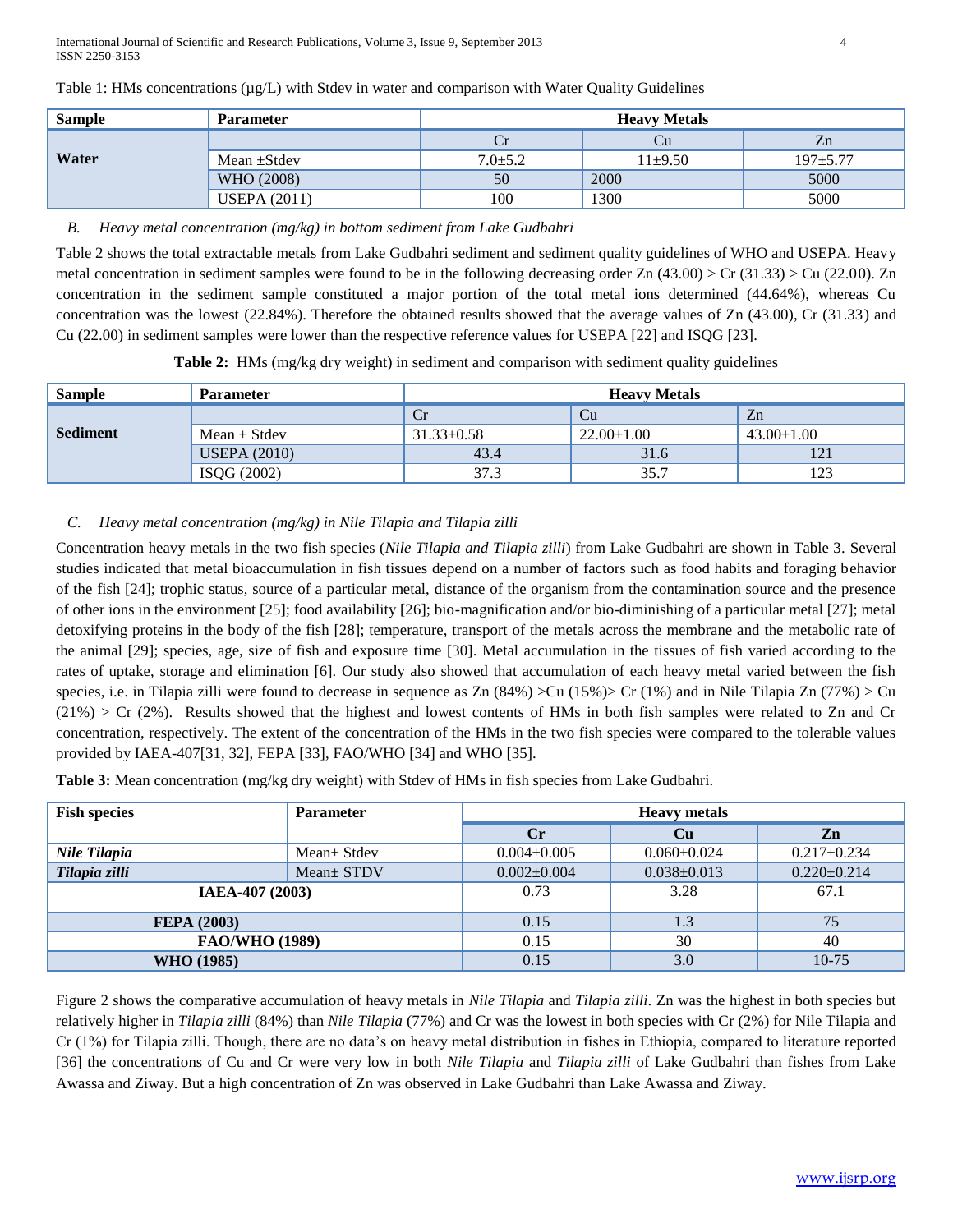Table 1: HMs concentrations (μg/L) with Stdev in water and comparison with Water Quality Guidelines

| Sample | Parameter | Heavy Metals | | |
|---|---|---|---|---|
| | | Cr | Cu | Zn |
| Water | Mean ±Stdev | 7.0±5.2 | 11±9.50 | 197±5.77 |
| | WHO (2008) | 50 | 2000 | 5000 |
| | USEPA (2011) | 100 | 1300 | 5000 |

*B. Heavy metal concentration (mg/kg) in bottom sediment from Lake Gudbahri*

Table 2 shows the total extractable metals from Lake Gudbahri sediment and sediment quality guidelines of WHO and USEPA. Heavy metal concentration in sediment samples were found to be in the following decreasing order Zn (43.00) > Cr (31.33) > Cu (22.00). Zn concentration in the sediment sample constituted a major portion of the total metal ions determined (44.64%), whereas Cu concentration was the lowest (22.84%). Therefore the obtained results showed that the average values of Zn (43.00), Cr (31.33) and Cu (22.00) in sediment samples were lower than the respective reference values for USEPA [22] and ISQG [23].

**Table 2:** HMs (mg/kg dry weight) in sediment and comparison with sediment quality guidelines

| Sample | Parameter | Heavy Metals | | |
|---|---|---|---|---|
| | | Cr | Cu | Zn |
| Sediment | Mean ± Stdev | 31.33±0.58 | 22.00±1.00 | 43.00±1.00 |
| | USEPA (2010) | 43.4 | 31.6 | 121 |
| | ISQG (2002) | 37.3 | 35.7 | 123 |

*C. Heavy metal concentration (mg/kg) in Nile Tilapia and Tilapia zilli*

Concentration heavy metals in the two fish species (*Nile Tilapia and Tilapia zilli*) from Lake Gudbahri are shown in Table 3. Several studies indicated that metal bioaccumulation in fish tissues depend on a number of factors such as food habits and foraging behavior of the fish [24]; trophic status, source of a particular metal, distance of the organism from the contamination source and the presence of other ions in the environment [25]; food availability [26]; bio-magnification and/or bio-diminishing of a particular metal [27]; metal detoxifying proteins in the body of the fish [28]; temperature, transport of the metals across the membrane and the metabolic rate of the animal [29]; species, age, size of fish and exposure time [30]. Metal accumulation in the tissues of fish varied according to the rates of uptake, storage and elimination [6]. Our study also showed that accumulation of each heavy metal varied between the fish species, i.e. in Tilapia zilli were found to decrease in sequence as Zn (84%) >Cu (15%)> Cr (1%) and in Nile Tilapia Zn (77%) > Cu (21%) > Cr (2%). Results showed that the highest and lowest contents of HMs in both fish samples were related to Zn and Cr concentration, respectively. The extent of the concentration of the HMs in the two fish species were compared to the tolerable values provided by IAEA-407[31, 32], FEPA [33], FAO/WHO [34] and WHO [35].

**Table 3:** Mean concentration (mg/kg dry weight) with Stdev of HMs in fish species from Lake Gudbahri.

| Fish species | Parameter | Heavy metals | | |
|---|---|---|---|---|
| | | **Cr** | **Cu** | **Zn** |
| ***Nile Tilapia*** | Mean± Stdev | 0.004±0.005 | 0.060±0.024 | 0.217±0.234 |
| ***Tilapia zilli*** | Mean± STDV | 0.002±0.004 | 0.038±0.013 | 0.220±0.214 |
| **IAEA-407 (2003)** | | 0.73 | 3.28 | 67.1 |
| **FEPA (2003)** | | 0.15 | 1.3 | 75 |
| **FAO/WHO (1989)** | | 0.15 | 30 | 40 |
| **WHO (1985)** | | 0.15 | 3.0 | 10-75 |

Figure 2 shows the comparative accumulation of heavy metals in *Nile Tilapia* and *Tilapia zilli*. Zn was the highest in both species but relatively higher in *Tilapia zilli* (84%) than *Nile Tilapia* (77%) and Cr was the lowest in both species with Cr (2%) for Nile Tilapia and Cr (1%) for Tilapia zilli. Though, there are no data's on heavy metal distribution in fishes in Ethiopia, compared to literature reported [36] the concentrations of Cu and Cr were very low in both *Nile Tilapia* and *Tilapia zilli* of Lake Gudbahri than fishes from Lake Awassa and Ziway. But a high concentration of Zn was observed in Lake Gudbahri than Lake Awassa and Ziway.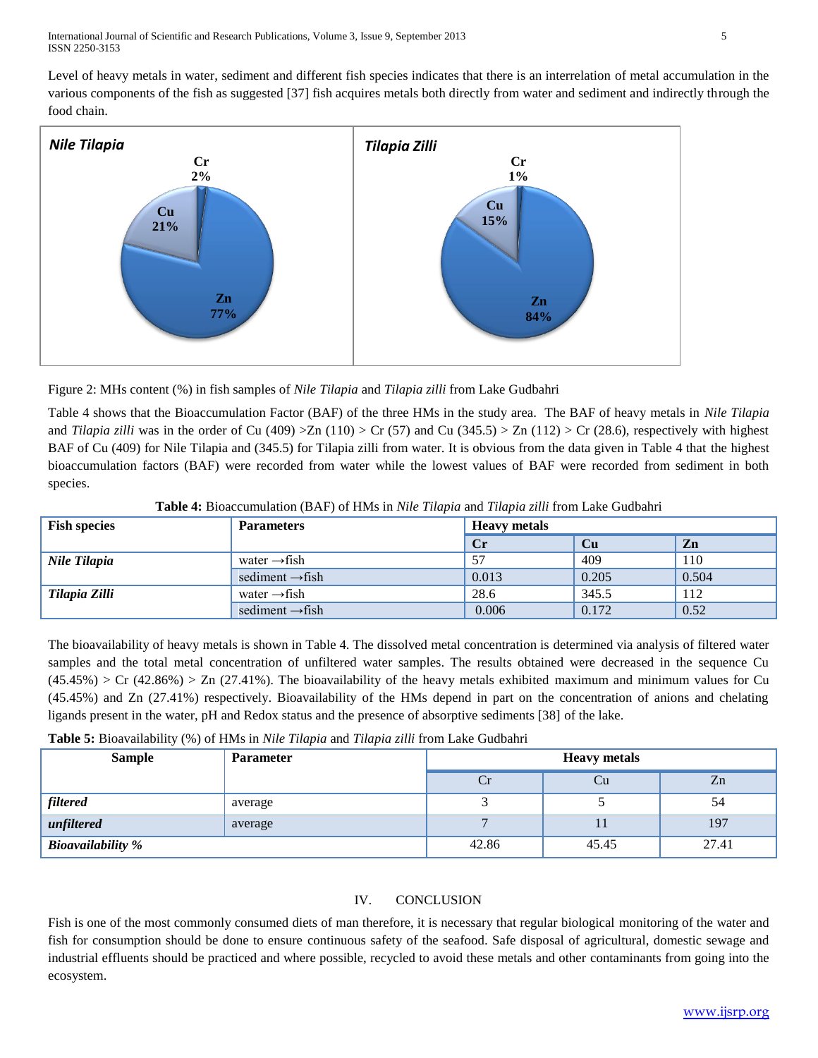Level of heavy metals in water, sediment and different fish species indicates that there is an interrelation of metal accumulation in the various components of the fish as suggested [37] fish acquires metals both directly from water and sediment and indirectly through the food chain.

*Nile Tilapia*

Cr
2%

Cu
21%

Zn
77%

*Tilapia Zilli*

Cr
1%

Cu
15%

Zn
84%

Figure 2: MHs content (%) in fish samples of *Nile Tilapia* and *Tilapia zilli* from Lake Gudbahri

Table 4 shows that the Bioaccumulation Factor (BAF) of the three HMs in the study area. The BAF of heavy metals in *Nile Tilapia* and *Tilapia zilli* was in the order of Cu (409) >Zn (110) > Cr (57) and Cu (345.5) > Zn (112) > Cr (28.6), respectively with highest BAF of Cu (409) for Nile Tilapia and (345.5) for Tilapia zilli from water. It is obvious from the data given in Table 4 that the highest bioaccumulation factors (BAF) were recorded from water while the lowest values of BAF were recorded from sediment in both species.

**Table 4:** Bioaccumulation (BAF) of HMs in *Nile Tilapia* and *Tilapia zilli* from Lake Gudbahri

| **Fish species** | **Parameters** | **Heavy metals** | | |
|---|---|---|---|---|
| | | **Cr** | **Cu** | **Zn** |
| ***Nile Tilapia*** | water →fish | 57 | 409 | 110 |
| | sediment →fish | 0.013 | 0.205 | 0.504 |
| ***Tilapia Zilli*** | water →fish | 28.6 | 345.5 | 112 |
| | sediment →fish | 0.006 | 0.172 | 0.52 |

The bioavailability of heavy metals is shown in Table 4. The dissolved metal concentration is determined via analysis of filtered water samples and the total metal concentration of unfiltered water samples. The results obtained were decreased in the sequence Cu (45.45%) > Cr (42.86%) > Zn (27.41%). The bioavailability of the heavy metals exhibited maximum and minimum values for Cu (45.45%) and Zn (27.41%) respectively. Bioavailability of the HMs depend in part on the concentration of anions and chelating ligands present in the water, pH and Redox status and the presence of absorptive sediments [38] of the lake.

**Table 5:** Bioavailability (%) of HMs in *Nile Tilapia* and *Tilapia zilli* from Lake Gudbahri

| **Sample** | **Parameter** | **Heavy metals** | | |
|---|---|---|---|---|
| | | Cr | Cu | Zn |
| ***filtered*** | average | 3 | 5 | 54 |
| ***unfiltered*** | average | 7 | 11 | 197 |
| ***Bioavailability %*** | | 42.86 | 45.45 | 27.41 |

## IV. CONCLUSION

Fish is one of the most commonly consumed diets of man therefore, it is necessary that regular biological monitoring of the water and fish for consumption should be done to ensure continuous safety of the seafood. Safe disposal of agricultural, domestic sewage and industrial effluents should be practiced and where possible, recycled to avoid these metals and other contaminants from going into the ecosystem.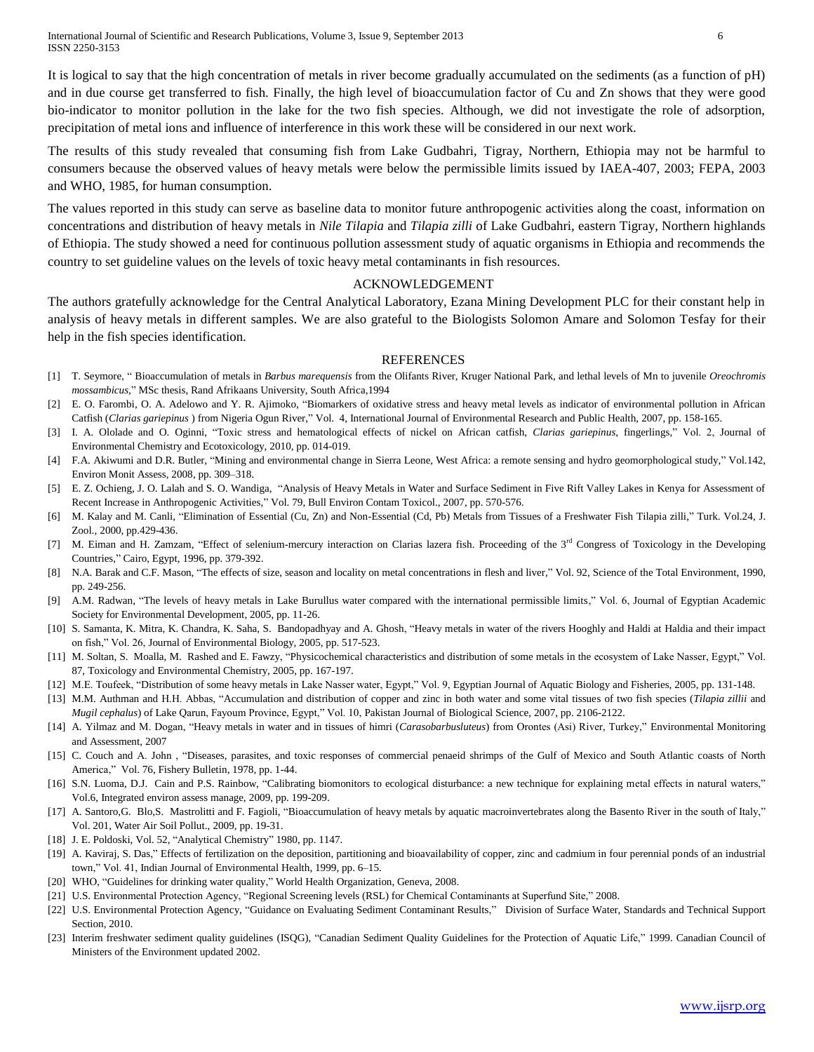It is logical to say that the high concentration of metals in river become gradually accumulated on the sediments (as a function of pH) and in due course get transferred to fish. Finally, the high level of bioaccumulation factor of Cu and Zn shows that they were good bio-indicator to monitor pollution in the lake for the two fish species. Although, we did not investigate the role of adsorption, precipitation of metal ions and influence of interference in this work these will be considered in our next work.

The results of this study revealed that consuming fish from Lake Gudbahri, Tigray, Northern, Ethiopia may not be harmful to consumers because the observed values of heavy metals were below the permissible limits issued by IAEA-407, 2003; FEPA, 2003 and WHO, 1985, for human consumption.

The values reported in this study can serve as baseline data to monitor future anthropogenic activities along the coast, information on concentrations and distribution of heavy metals in *Nile Tilapia* and *Tilapia zilli* of Lake Gudbahri, eastern Tigray, Northern highlands of Ethiopia. The study showed a need for continuous pollution assessment study of aquatic organisms in Ethiopia and recommends the country to set guideline values on the levels of toxic heavy metal contaminants in fish resources.

## ACKNOWLEDGEMENT

The authors gratefully acknowledge for the Central Analytical Laboratory, Ezana Mining Development PLC for their constant help in analysis of heavy metals in different samples. We are also grateful to the Biologists Solomon Amare and Solomon Tesfay for their help in the fish species identification.

## REFERENCES

[1] T. Seymore, " Bioaccumulation of metals in *Barbus marequensis* from the Olifants River, Kruger National Park, and lethal levels of Mn to juvenile *Oreochromis mossambicus*," MSc thesis, Rand Afrikaans University, South Africa,1994

[2] E. O. Farombi, O. A. Adelowo and Y. R. Ajimoko, "Biomarkers of oxidative stress and heavy metal levels as indicator of environmental pollution in African Catfish (*Clarias gariepinus* ) from Nigeria Ogun River," Vol. 4, International Journal of Environmental Research and Public Health, 2007, pp. 158-165.

[3] I. A. Ololade and O. Oginni, "Toxic stress and hematological effects of nickel on African catfish, *Clarias gariepinus*, fingerlings," Vol. 2, Journal of Environmental Chemistry and Ecotoxicology, 2010, pp. 014-019.

[4] F.A. Akiwumi and D.R. Butler, "Mining and environmental change in Sierra Leone, West Africa: a remote sensing and hydro geomorphological study," Vol.142, Environ Monit Assess, 2008, pp. 309–318.

[5] E. Z. Ochieng, J. O. Lalah and S. O. Wandiga, "Analysis of Heavy Metals in Water and Surface Sediment in Five Rift Valley Lakes in Kenya for Assessment of Recent Increase in Anthropogenic Activities," Vol. 79, Bull Environ Contam Toxicol., 2007, pp. 570-576.

[6] M. Kalay and M. Canli, "Elimination of Essential (Cu, Zn) and Non-Essential (Cd, Pb) Metals from Tissues of a Freshwater Fish Tilapia zilli," Turk. Vol.24, J. Zool., 2000, pp.429-436.

[7] M. Eiman and H. Zamzam, "Effect of selenium-mercury interaction on Clarias lazera fish. Proceeding of the 3rd Congress of Toxicology in the Developing Countries," Cairo, Egypt, 1996, pp. 379-392.

[8] N.A. Barak and C.F. Mason, "The effects of size, season and locality on metal concentrations in flesh and liver," Vol. 92, Science of the Total Environment, 1990, pp. 249-256.

[9] A.M. Radwan, "The levels of heavy metals in Lake Burullus water compared with the international permissible limits," Vol. 6, Journal of Egyptian Academic Society for Environmental Development, 2005, pp. 11-26.

[10] S. Samanta, K. Mitra, K. Chandra, K. Saha, S. Bandopadhyay and A. Ghosh, "Heavy metals in water of the rivers Hooghly and Haldi at Haldia and their impact on fish," Vol. 26, Journal of Environmental Biology, 2005, pp. 517-523.

[11] M. Soltan, S. Moalla, M. Rashed and E. Fawzy, "Physicochemical characteristics and distribution of some metals in the ecosystem of Lake Nasser, Egypt," Vol. 87, Toxicology and Environmental Chemistry, 2005, pp. 167-197.

[12] M.E. Toufeek, "Distribution of some heavy metals in Lake Nasser water, Egypt," Vol. 9, Egyptian Journal of Aquatic Biology and Fisheries, 2005, pp. 131-148.

[13] M.M. Authman and H.H. Abbas, "Accumulation and distribution of copper and zinc in both water and some vital tissues of two fish species (*Tilapia zillii* and *Mugil cephalus*) of Lake Qarun, Fayoum Province, Egypt," Vol. 10, Pakistan Journal of Biological Science, 2007, pp. 2106-2122.

[14] A. Yilmaz and M. Dogan, "Heavy metals in water and in tissues of himri (*Carasobarbusluteus*) from Orontes (Asi) River, Turkey," Environmental Monitoring and Assessment, 2007

[15] C. Couch and A. John , "Diseases, parasites, and toxic responses of commercial penaeid shrimps of the Gulf of Mexico and South Atlantic coasts of North America," Vol. 76, Fishery Bulletin, 1978, pp. 1-44.

[16] S.N. Luoma, D.J. Cain and P.S. Rainbow, "Calibrating biomonitors to ecological disturbance: a new technique for explaining metal effects in natural waters," Vol.6, Integrated environ assess manage, 2009, pp. 199-209.

[17] A. Santoro,G. Blo,S. Mastrolitti and F. Fagioli, "Bioaccumulation of heavy metals by aquatic macroinvertebrates along the Basento River in the south of Italy," Vol. 201, Water Air Soil Pollut., 2009, pp. 19-31.

[18] J. E. Poldoski, Vol. 52, "Analytical Chemistry" 1980, pp. 1147.

[19] A. Kaviraj, S. Das," Effects of fertilization on the deposition, partitioning and bioavailability of copper, zinc and cadmium in four perennial ponds of an industrial town," Vol. 41, Indian Journal of Environmental Health, 1999, pp. 6–15.

[20] WHO, "Guidelines for drinking water quality," World Health Organization, Geneva, 2008.

[21] U.S. Environmental Protection Agency, "Regional Screening levels (RSL) for Chemical Contaminants at Superfund Site," 2008.

[22] U.S. Environmental Protection Agency, "Guidance on Evaluating Sediment Contaminant Results," Division of Surface Water, Standards and Technical Support Section, 2010.

[23] Interim freshwater sediment quality guidelines (ISQG), "Canadian Sediment Quality Guidelines for the Protection of Aquatic Life," 1999. Canadian Council of Ministers of the Environment updated 2002.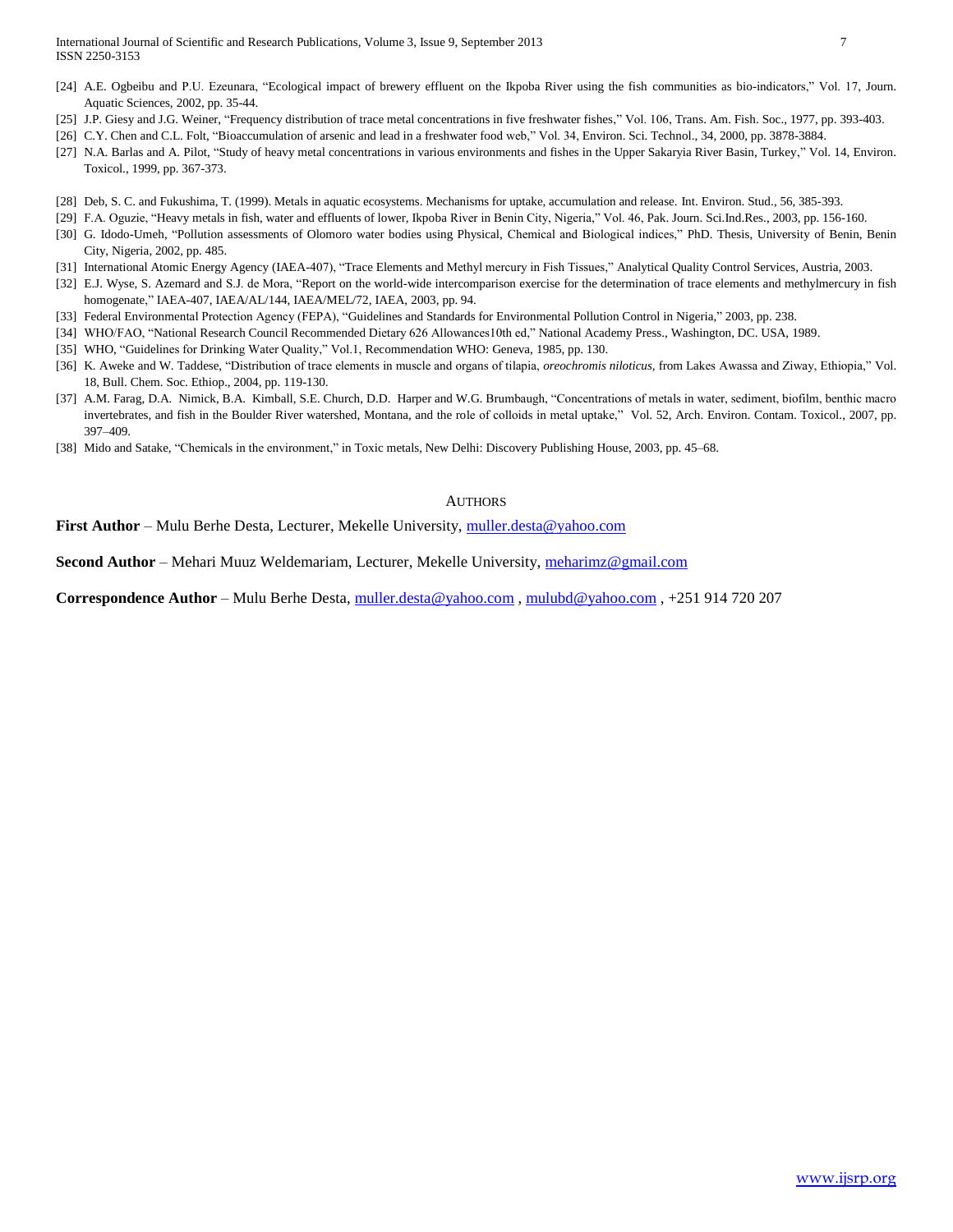[24] A.E. Ogbeibu and P.U. Ezeunara, "Ecological impact of brewery effluent on the Ikpoba River using the fish communities as bio-indicators," Vol. 17, Journ. Aquatic Sciences, 2002, pp. 35-44.

[25] J.P. Giesy and J.G. Weiner, "Frequency distribution of trace metal concentrations in five freshwater fishes," Vol. 106, Trans. Am. Fish. Soc., 1977, pp. 393-403.

[26] C.Y. Chen and C.L. Folt, "Bioaccumulation of arsenic and lead in a freshwater food web," Vol. 34, Environ. Sci. Technol., 34, 2000, pp. 3878-3884.

[27] N.A. Barlas and A. Pilot, "Study of heavy metal concentrations in various environments and fishes in the Upper Sakaryia River Basin, Turkey," Vol. 14, Environ. Toxicol., 1999, pp. 367-373.

[28] Deb, S. C. and Fukushima, T. (1999). Metals in aquatic ecosystems. Mechanisms for uptake, accumulation and release. Int. Environ. Stud., 56, 385-393.

[29] F.A. Oguzie, "Heavy metals in fish, water and effluents of lower, Ikpoba River in Benin City, Nigeria," Vol. 46, Pak. Journ. Sci.Ind.Res., 2003, pp. 156-160.

[30] G. Idodo-Umeh, "Pollution assessments of Olomoro water bodies using Physical, Chemical and Biological indices," PhD. Thesis, University of Benin, Benin City, Nigeria, 2002, pp. 485.

[31] International Atomic Energy Agency (IAEA-407), "Trace Elements and Methyl mercury in Fish Tissues," Analytical Quality Control Services, Austria, 2003.

[32] E.J. Wyse, S. Azemard and S.J. de Mora, "Report on the world-wide intercomparison exercise for the determination of trace elements and methylmercury in fish homogenate," IAEA-407, IAEA/AL/144, IAEA/MEL/72, IAEA, 2003, pp. 94.

[33] Federal Environmental Protection Agency (FEPA), "Guidelines and Standards for Environmental Pollution Control in Nigeria," 2003, pp. 238.

[34] WHO/FAO, "National Research Council Recommended Dietary 626 Allowances10th ed," National Academy Press., Washington, DC. USA, 1989.

[35] WHO, "Guidelines for Drinking Water Quality," Vol.1, Recommendation WHO: Geneva, 1985, pp. 130.

[36] K. Aweke and W. Taddese, "Distribution of trace elements in muscle and organs of tilapia, *oreochromis niloticus,* from Lakes Awassa and Ziway, Ethiopia," Vol. 18, Bull. Chem. Soc. Ethiop., 2004, pp. 119-130.

[37] A.M. Farag, D.A. Nimick, B.A. Kimball, S.E. Church, D.D. Harper and W.G. Brumbaugh, "Concentrations of metals in water, sediment, biofilm, benthic macro invertebrates, and fish in the Boulder River watershed, Montana, and the role of colloids in metal uptake," Vol. 52, Arch. Environ. Contam. Toxicol., 2007, pp. 397–409.

[38] Mido and Satake, "Chemicals in the environment," in Toxic metals, New Delhi: Discovery Publishing House, 2003, pp. 45–68.

## AUTHORS

**First Author** – Mulu Berhe Desta, Lecturer, Mekelle University, muller.desta@yahoo.com

**Second Author** – Mehari Muuz Weldemariam, Lecturer, Mekelle University, meharimz@gmail.com

**Correspondence Author** – Mulu Berhe Desta, muller.desta@yahoo.com , mulubd@yahoo.com , +251 914 720 207